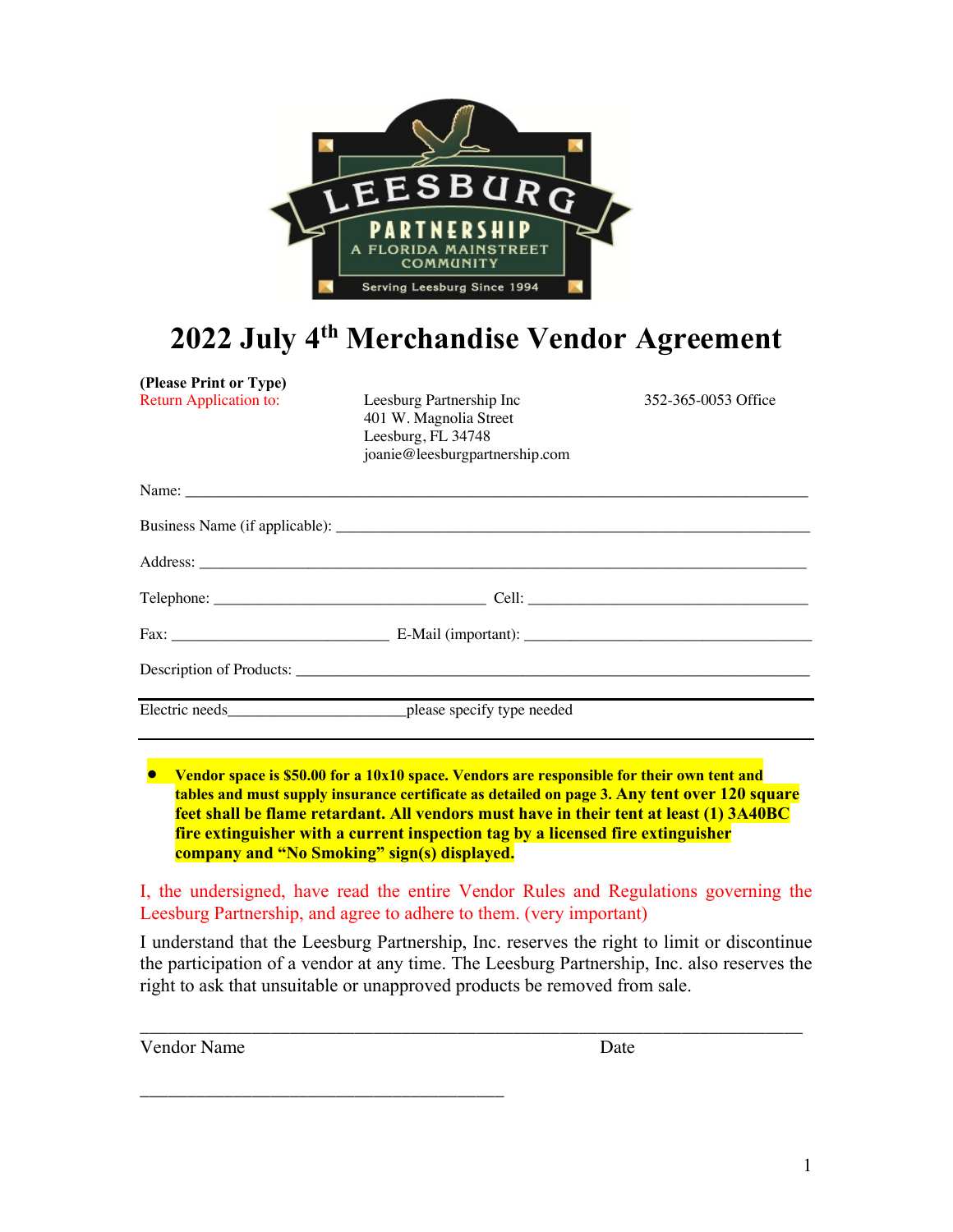# 2022 July 4th Merchandise Vendor Agreement

**(Please Print or Type)**

Return Application to:

Leesburg Partnership Inc
401 W. Magnolia Street
Leesburg, FL 34748
joanie@leesburgpartnership.com

352-365-0053 Office

Name: ___________________________________________________________________________

Business Name (if applicable): ______________________________________________________

Address: _________________________________________________________________________

Telephone: ___________________________________ Cell: _____________________________________

Fax: ____________________________ E-Mail (important): _______________________________________

Description of Products: ____________________________________________________________________

Electric needs_______________________please specify type needed

- **Vendor space is $50.00 for a 10x10 space. Vendors are responsible for their own tent and tables and must supply insurance certificate as detailed on page 3. Any tent over 120 square feet shall be flame retardant. All vendors must have in their tent at least (1) 3A40BC fire extinguisher with a current inspection tag by a licensed fire extinguisher company and "No Smoking" sign(s) displayed.**

I, the undersigned, have read the entire Vendor Rules and Regulations governing the Leesburg Partnership, and agree to adhere to them. (very important)

I understand that the Leesburg Partnership, Inc. reserves the right to limit or discontinue the participation of a vendor at any time. The Leesburg Partnership, Inc. also reserves the right to ask that unsuitable or unapproved products be removed from sale.

_________________________________________________________________________

Vendor Name                                                                                   Date

__________________________________________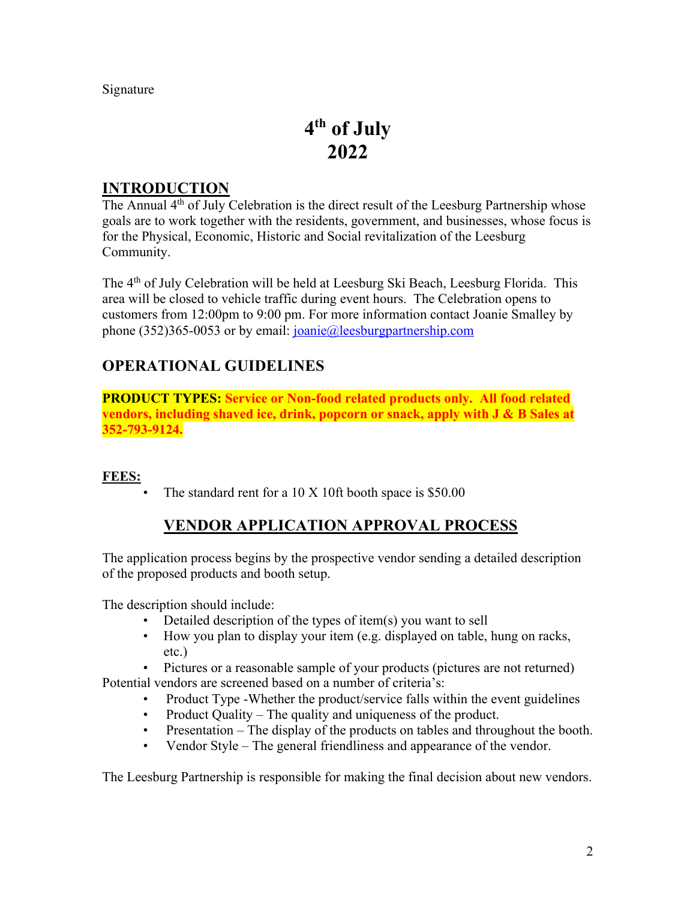Signature

# 4th of July 2022

## INTRODUCTION

The Annual 4th of July Celebration is the direct result of the Leesburg Partnership whose goals are to work together with the residents, government, and businesses, whose focus is for the Physical, Economic, Historic and Social revitalization of the Leesburg Community.

The 4th of July Celebration will be held at Leesburg Ski Beach, Leesburg Florida. This area will be closed to vehicle traffic during event hours. The Celebration opens to customers from 12:00pm to 9:00 pm. For more information contact Joanie Smalley by phone (352)365-0053 or by email: joanie@leesburgpartnership.com

## OPERATIONAL GUIDELINES

**PRODUCT TYPES: Service or Non-food related products only. All food related vendors, including shaved ice, drink, popcorn or snack, apply with J & B Sales at 352-793-9124.**

**FEES:**

- The standard rent for a 10 X 10ft booth space is $50.00

## VENDOR APPLICATION APPROVAL PROCESS

The application process begins by the prospective vendor sending a detailed description of the proposed products and booth setup.

The description should include:

- Detailed description of the types of item(s) you want to sell
- How you plan to display your item (e.g. displayed on table, hung on racks, etc.)
- Pictures or a reasonable sample of your products (pictures are not returned)

Potential vendors are screened based on a number of criteria's:

- Product Type -Whether the product/service falls within the event guidelines
- Product Quality – The quality and uniqueness of the product.
- Presentation – The display of the products on tables and throughout the booth.
- Vendor Style – The general friendliness and appearance of the vendor.

The Leesburg Partnership is responsible for making the final decision about new vendors.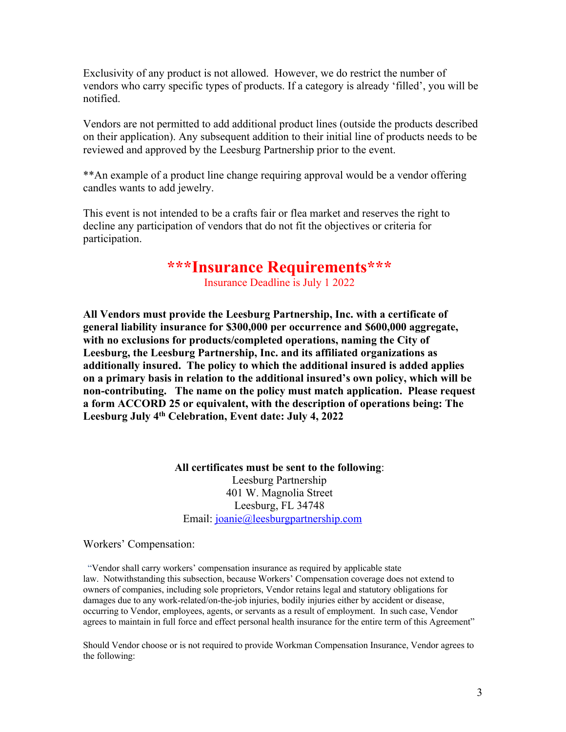Exclusivity of any product is not allowed. However, we do restrict the number of vendors who carry specific types of products. If a category is already 'filled', you will be notified.

Vendors are not permitted to add additional product lines (outside the products described on their application). Any subsequent addition to their initial line of products needs to be reviewed and approved by the Leesburg Partnership prior to the event.

**An example of a product line change requiring approval would be a vendor offering candles wants to add jewelry.

This event is not intended to be a crafts fair or flea market and reserves the right to decline any participation of vendors that do not fit the objectives or criteria for participation.

## ***Insurance Requirements***

Insurance Deadline is July 1 2022

**All Vendors must provide the Leesburg Partnership, Inc. with a certificate of general liability insurance for $300,000 per occurrence and $600,000 aggregate, with no exclusions for products/completed operations, naming the City of Leesburg, the Leesburg Partnership, Inc. and its affiliated organizations as additionally insured. The policy to which the additional insured is added applies on a primary basis in relation to the additional insured's own policy, which will be non-contributing. The name on the policy must match application. Please request a form ACCORD 25 or equivalent, with the description of operations being: The Leesburg July 4th Celebration, Event date: July 4, 2022**

**All certificates must be sent to the following**:
Leesburg Partnership
401 W. Magnolia Street
Leesburg, FL 34748
Email: joanie@leesburgpartnership.com

Workers' Compensation:

"Vendor shall carry workers' compensation insurance as required by applicable state law. Notwithstanding this subsection, because Workers' Compensation coverage does not extend to owners of companies, including sole proprietors, Vendor retains legal and statutory obligations for damages due to any work-related/on-the-job injuries, bodily injuries either by accident or disease, occurring to Vendor, employees, agents, or servants as a result of employment. In such case, Vendor agrees to maintain in full force and effect personal health insurance for the entire term of this Agreement"

Should Vendor choose or is not required to provide Workman Compensation Insurance, Vendor agrees to the following: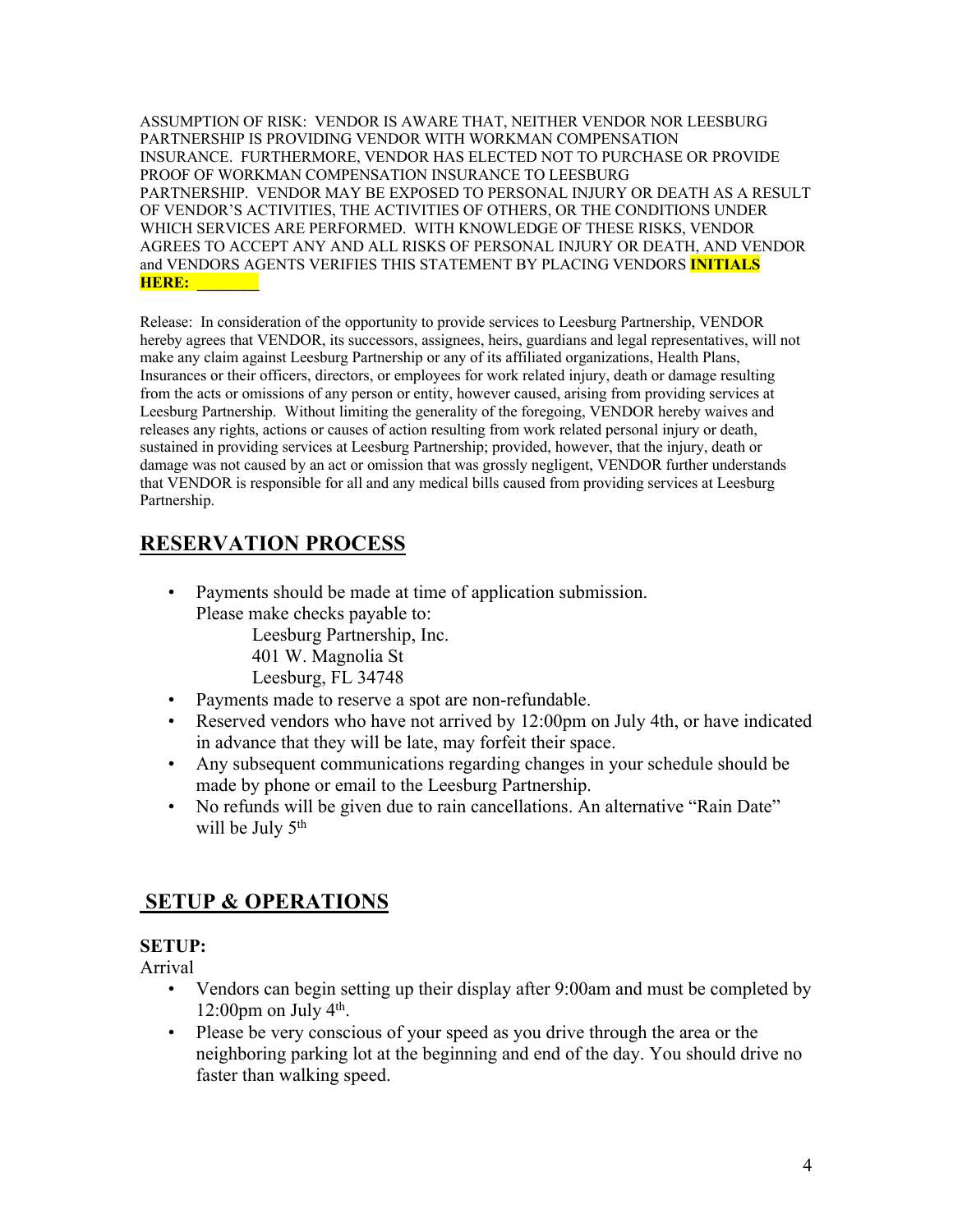ASSUMPTION OF RISK: VENDOR IS AWARE THAT, NEITHER VENDOR NOR LEESBURG PARTNERSHIP IS PROVIDING VENDOR WITH WORKMAN COMPENSATION INSURANCE. FURTHERMORE, VENDOR HAS ELECTED NOT TO PURCHASE OR PROVIDE PROOF OF WORKMAN COMPENSATION INSURANCE TO LEESBURG PARTNERSHIP. VENDOR MAY BE EXPOSED TO PERSONAL INJURY OR DEATH AS A RESULT OF VENDOR'S ACTIVITIES, THE ACTIVITIES OF OTHERS, OR THE CONDITIONS UNDER WHICH SERVICES ARE PERFORMED. WITH KNOWLEDGE OF THESE RISKS, VENDOR AGREES TO ACCEPT ANY AND ALL RISKS OF PERSONAL INJURY OR DEATH, AND VENDOR and VENDORS AGENTS VERIFIES THIS STATEMENT BY PLACING VENDORS **INITIALS HERE: ________**

Release: In consideration of the opportunity to provide services to Leesburg Partnership, VENDOR hereby agrees that VENDOR, its successors, assignees, heirs, guardians and legal representatives, will not make any claim against Leesburg Partnership or any of its affiliated organizations, Health Plans, Insurances or their officers, directors, or employees for work related injury, death or damage resulting from the acts or omissions of any person or entity, however caused, arising from providing services at Leesburg Partnership. Without limiting the generality of the foregoing, VENDOR hereby waives and releases any rights, actions or causes of action resulting from work related personal injury or death, sustained in providing services at Leesburg Partnership; provided, however, that the injury, death or damage was not caused by an act or omission that was grossly negligent, VENDOR further understands that VENDOR is responsible for all and any medical bills caused from providing services at Leesburg Partnership.

## RESERVATION PROCESS

- Payments should be made at time of application submission.
  Please make checks payable to:
  Leesburg Partnership, Inc.
  401 W. Magnolia St
  Leesburg, FL 34748
- Payments made to reserve a spot are non-refundable.
- Reserved vendors who have not arrived by 12:00pm on July 4th, or have indicated in advance that they will be late, may forfeit their space.
- Any subsequent communications regarding changes in your schedule should be made by phone or email to the Leesburg Partnership.
- No refunds will be given due to rain cancellations. An alternative "Rain Date" will be July 5th

## SETUP & OPERATIONS

### SETUP:

Arrival

- Vendors can begin setting up their display after 9:00am and must be completed by 12:00pm on July 4th.
- Please be very conscious of your speed as you drive through the area or the neighboring parking lot at the beginning and end of the day. You should drive no faster than walking speed.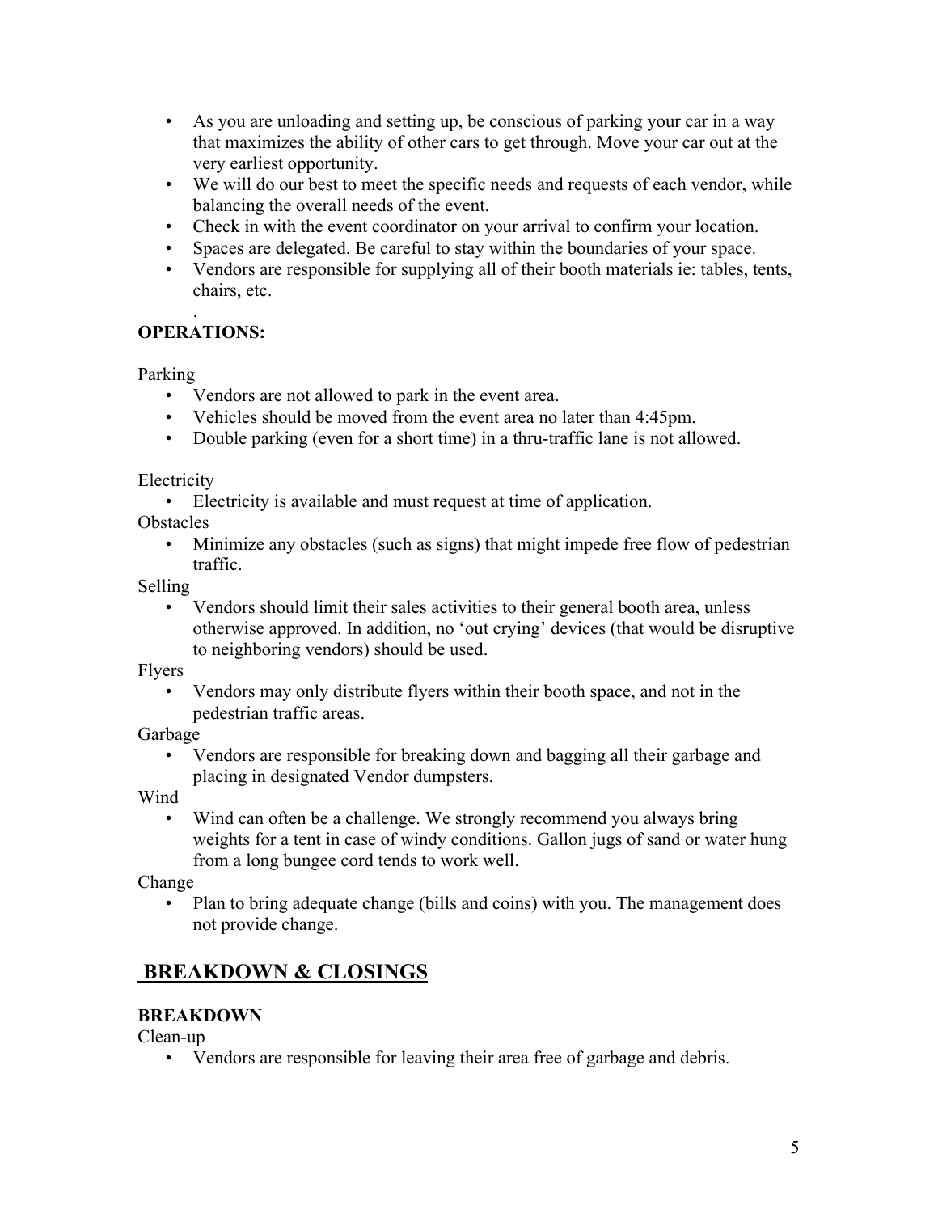- As you are unloading and setting up, be conscious of parking your car in a way that maximizes the ability of other cars to get through. Move your car out at the very earliest opportunity.
- We will do our best to meet the specific needs and requests of each vendor, while balancing the overall needs of the event.
- Check in with the event coordinator on your arrival to confirm your location.
- Spaces are delegated. Be careful to stay within the boundaries of your space.
- Vendors are responsible for supplying all of their booth materials ie: tables, tents, chairs, etc.

.

**OPERATIONS:**

Parking

- Vendors are not allowed to park in the event area.
- Vehicles should be moved from the event area no later than 4:45pm.
- Double parking (even for a short time) in a thru-traffic lane is not allowed.

Electricity

- Electricity is available and must request at time of application.

Obstacles

- Minimize any obstacles (such as signs) that might impede free flow of pedestrian traffic.

Selling

- Vendors should limit their sales activities to their general booth area, unless otherwise approved. In addition, no 'out crying' devices (that would be disruptive to neighboring vendors) should be used.

Flyers

- Vendors may only distribute flyers within their booth space, and not in the pedestrian traffic areas.

Garbage

- Vendors are responsible for breaking down and bagging all their garbage and placing in designated Vendor dumpsters.

Wind

- Wind can often be a challenge. We strongly recommend you always bring weights for a tent in case of windy conditions. Gallon jugs of sand or water hung from a long bungee cord tends to work well.

Change

- Plan to bring adequate change (bills and coins) with you. The management does not provide change.

## BREAKDOWN & CLOSINGS

**BREAKDOWN**

Clean-up

- Vendors are responsible for leaving their area free of garbage and debris.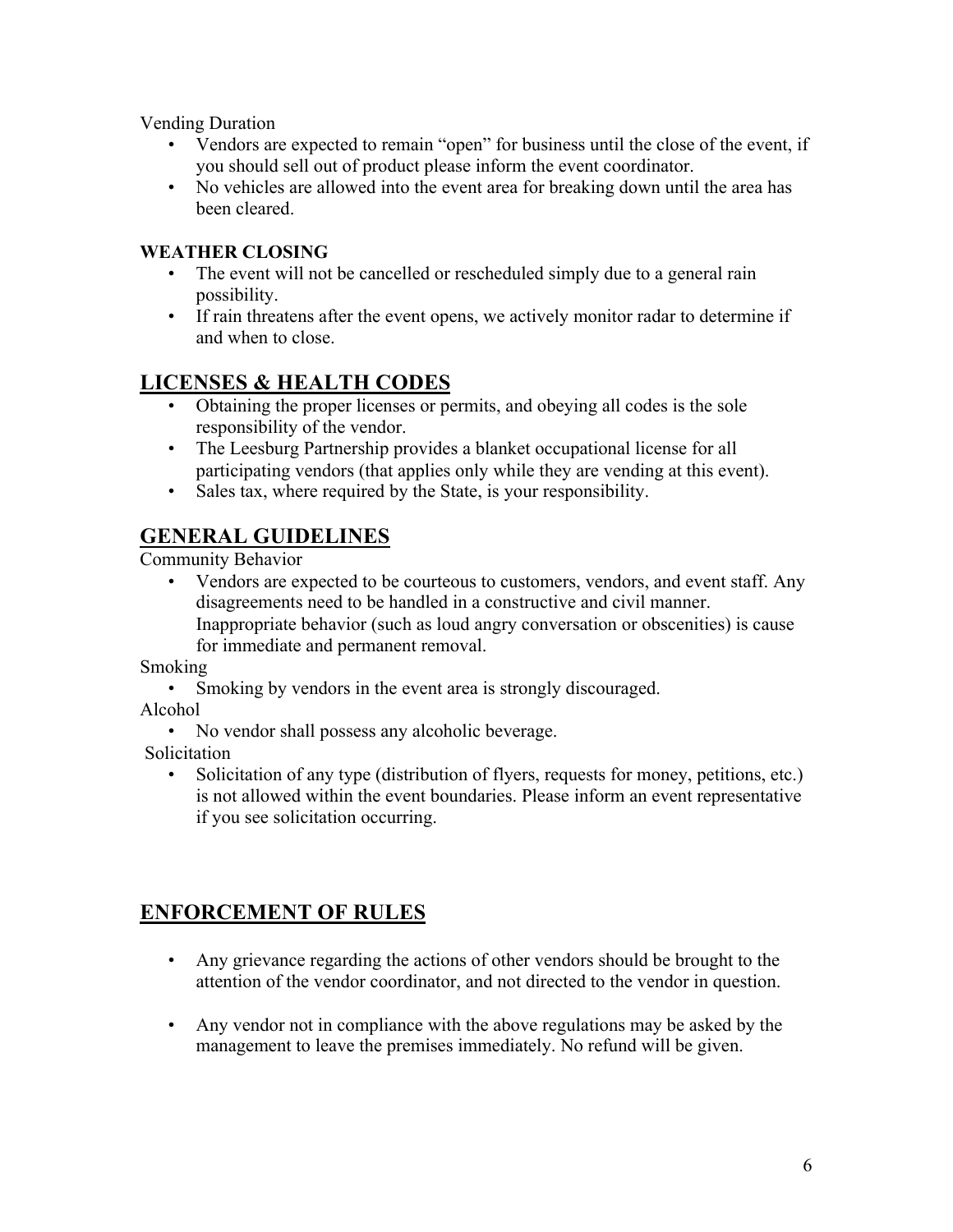Vending Duration

- Vendors are expected to remain "open" for business until the close of the event, if you should sell out of product please inform the event coordinator.
- No vehicles are allowed into the event area for breaking down until the area has been cleared.

**WEATHER CLOSING**

- The event will not be cancelled or rescheduled simply due to a general rain possibility.
- If rain threatens after the event opens, we actively monitor radar to determine if and when to close.

## LICENSES & HEALTH CODES

- Obtaining the proper licenses or permits, and obeying all codes is the sole responsibility of the vendor.
- The Leesburg Partnership provides a blanket occupational license for all participating vendors (that applies only while they are vending at this event).
- Sales tax, where required by the State, is your responsibility.

## GENERAL GUIDELINES

Community Behavior

- Vendors are expected to be courteous to customers, vendors, and event staff. Any disagreements need to be handled in a constructive and civil manner. Inappropriate behavior (such as loud angry conversation or obscenities) is cause for immediate and permanent removal.

Smoking

- Smoking by vendors in the event area is strongly discouraged.

Alcohol

- No vendor shall possess any alcoholic beverage.

Solicitation

- Solicitation of any type (distribution of flyers, requests for money, petitions, etc.) is not allowed within the event boundaries. Please inform an event representative if you see solicitation occurring.

## ENFORCEMENT OF RULES

- Any grievance regarding the actions of other vendors should be brought to the attention of the vendor coordinator, and not directed to the vendor in question.
- Any vendor not in compliance with the above regulations may be asked by the management to leave the premises immediately. No refund will be given.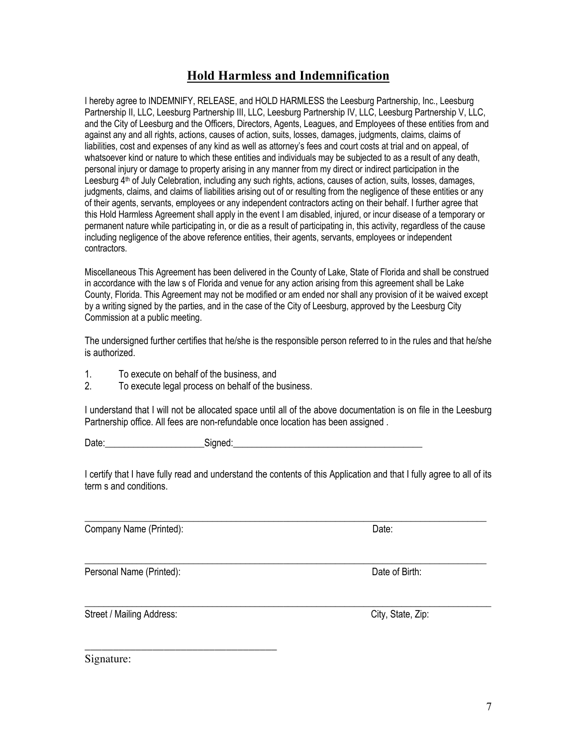# Hold Harmless and Indemnification

I hereby agree to INDEMNIFY, RELEASE, and HOLD HARMLESS the Leesburg Partnership, Inc., Leesburg Partnership II, LLC, Leesburg Partnership III, LLC, Leesburg Partnership IV, LLC, Leesburg Partnership V, LLC, and the City of Leesburg and the Officers, Directors, Agents, Leagues, and Employees of these entities from and against any and all rights, actions, causes of action, suits, losses, damages, judgments, claims, claims of liabilities, cost and expenses of any kind as well as attorney's fees and court costs at trial and on appeal, of whatsoever kind or nature to which these entities and individuals may be subjected to as a result of any death, personal injury or damage to property arising in any manner from my direct or indirect participation in the Leesburg 4th of July Celebration, including any such rights, actions, causes of action, suits, losses, damages, judgments, claims, and claims of liabilities arising out of or resulting from the negligence of these entities or any of their agents, servants, employees or any independent contractors acting on their behalf. I further agree that this Hold Harmless Agreement shall apply in the event I am disabled, injured, or incur disease of a temporary or permanent nature while participating in, or die as a result of participating in, this activity, regardless of the cause including negligence of the above reference entities, their agents, servants, employees or independent contractors.

Miscellaneous This Agreement has been delivered in the County of Lake, State of Florida and shall be construed in accordance with the law s of Florida and venue for any action arising from this agreement shall be Lake County, Florida. This Agreement may not be modified or am ended nor shall any provision of it be waived except by a writing signed by the parties, and in the case of the City of Leesburg, approved by the Leesburg City Commission at a public meeting.

The undersigned further certifies that he/she is the responsible person referred to in the rules and that he/she is authorized.

1. To execute on behalf of the business, and
2. To execute legal process on behalf of the business.

I understand that I will not be allocated space until all of the above documentation is on file in the Leesburg Partnership office. All fees are non-refundable once location has been assigned .

Date:_____________________Signed:________________________________________

I certify that I have fully read and understand the contents of this Application and that I fully agree to all of its term s and conditions.

______________________________________________________________________________

Company Name (Printed): Date:

______________________________________________________________________________

Personal Name (Printed): Date of Birth:

______________________________________________________________________________

Street / Mailing Address: City, State, Zip:

____________________________________

Signature: